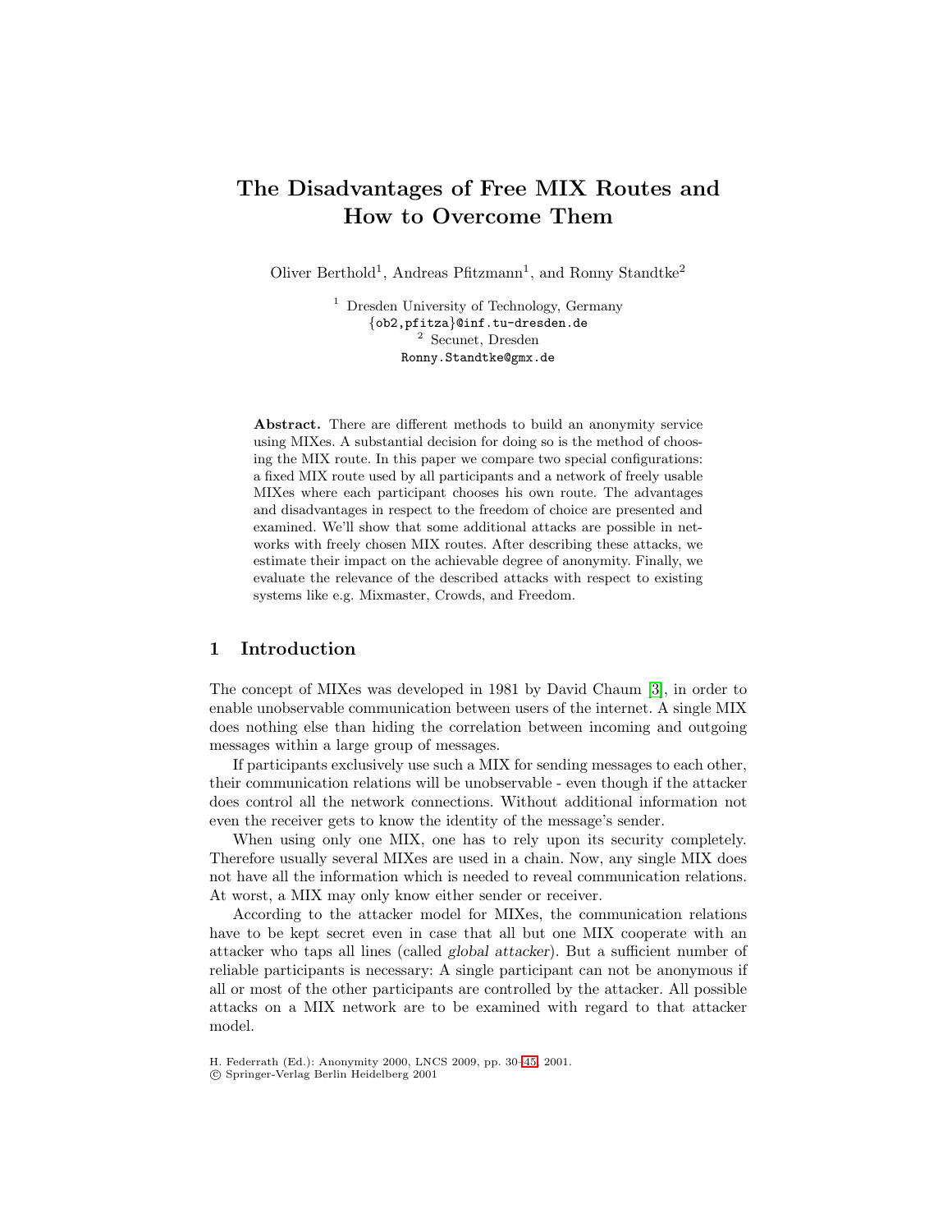# The Disadvantages of Free MIX Routes and How to Overcome Them

Oliver Berthold[1], Andreas Pfitzmann[1], and Ronny Standtke[2]

[1] Dresden University of Technology, Germany
{ob2,pfitza}@inf.tu-dresden.de
[2] Secunet, Dresden
Ronny.Standtke@gmx.de

**Abstract.** There are different methods to build an anonymity service using MIXes. A substantial decision for doing so is the method of choosing the MIX route. In this paper we compare two special configurations: a fixed MIX route used by all participants and a network of freely usable MIXes where each participant chooses his own route. The advantages and disadvantages in respect to the freedom of choice are presented and examined. We'll show that some additional attacks are possible in networks with freely chosen MIX routes. After describing these attacks, we estimate their impact on the achievable degree of anonymity. Finally, we evaluate the relevance of the described attacks with respect to existing systems like e.g. Mixmaster, Crowds, and Freedom.

## 1 Introduction

The concept of MIXes was developed in 1981 by David Chaum [3], in order to enable unobservable communication between users of the internet. A single MIX does nothing else than hiding the correlation between incoming and outgoing messages within a large group of messages.

If participants exclusively use such a MIX for sending messages to each other, their communication relations will be unobservable - even though if the attacker does control all the network connections. Without additional information not even the receiver gets to know the identity of the message's sender.

When using only one MIX, one has to rely upon its security completely. Therefore usually several MIXes are used in a chain. Now, any single MIX does not have all the information which is needed to reveal communication relations. At worst, a MIX may only know either sender or receiver.

According to the attacker model for MIXes, the communication relations have to be kept secret even in case that all but one MIX cooperate with an attacker who taps all lines (called *global attacker*). But a sufficient number of reliable participants is necessary: A single participant can not be anonymous if all or most of the other participants are controlled by the attacker. All possible attacks on a MIX network are to be examined with regard to that attacker model.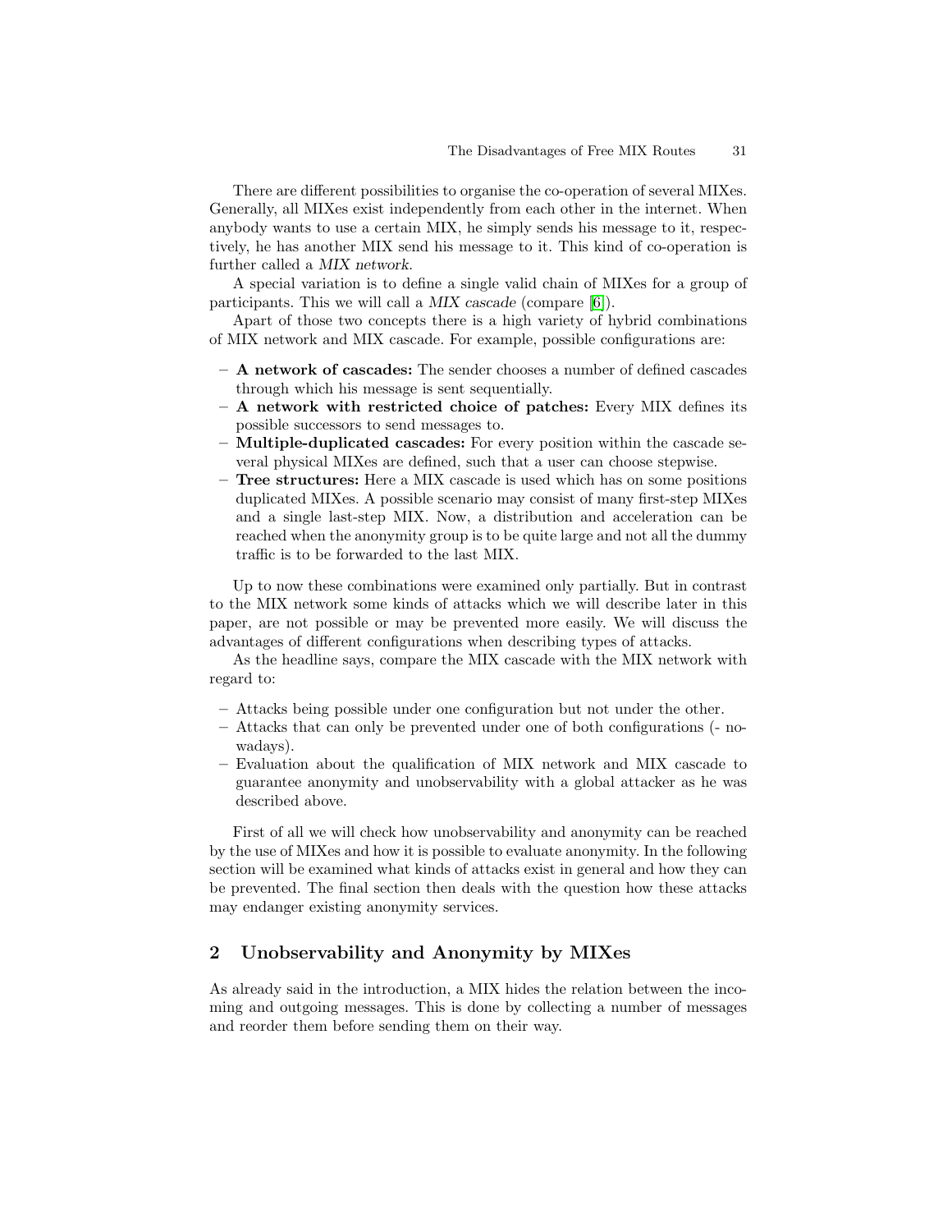There are different possibilities to organise the co-operation of several MIXes. Generally, all MIXes exist independently from each other in the internet. When anybody wants to use a certain MIX, he simply sends his message to it, respectively, he has another MIX send his message to it. This kind of co-operation is further called a *MIX network*.

A special variation is to define a single valid chain of MIXes for a group of participants. This we will call a *MIX cascade* (compare [6]).

Apart of those two concepts there is a high variety of hybrid combinations of MIX network and MIX cascade. For example, possible configurations are:

- **A network of cascades:** The sender chooses a number of defined cascades through which his message is sent sequentially.
- **A network with restricted choice of patches:** Every MIX defines its possible successors to send messages to.
- **Multiple-duplicated cascades:** For every position within the cascade several physical MIXes are defined, such that a user can choose stepwise.
- **Tree structures:** Here a MIX cascade is used which has on some positions duplicated MIXes. A possible scenario may consist of many first-step MIXes and a single last-step MIX. Now, a distribution and acceleration can be reached when the anonymity group is to be quite large and not all the dummy traffic is to be forwarded to the last MIX.

Up to now these combinations were examined only partially. But in contrast to the MIX network some kinds of attacks which we will describe later in this paper, are not possible or may be prevented more easily. We will discuss the advantages of different configurations when describing types of attacks.

As the headline says, compare the MIX cascade with the MIX network with regard to:

- Attacks being possible under one configuration but not under the other.
- Attacks that can only be prevented under one of both configurations (- nowadays).
- Evaluation about the qualification of MIX network and MIX cascade to guarantee anonymity and unobservability with a global attacker as he was described above.

First of all we will check how unobservability and anonymity can be reached by the use of MIXes and how it is possible to evaluate anonymity. In the following section will be examined what kinds of attacks exist in general and how they can be prevented. The final section then deals with the question how these attacks may endanger existing anonymity services.

## 2 Unobservability and Anonymity by MIXes

As already said in the introduction, a MIX hides the relation between the incoming and outgoing messages. This is done by collecting a number of messages and reorder them before sending them on their way.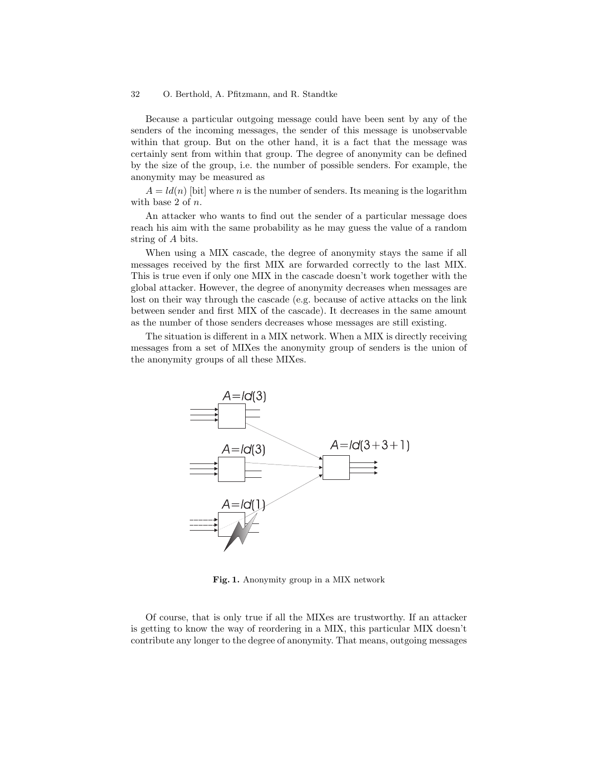Because a particular outgoing message could have been sent by any of the senders of the incoming messages, the sender of this message is unobservable within that group. But on the other hand, it is a fact that the message was certainly sent from within that group. The degree of anonymity can be defined by the size of the group, i.e. the number of possible senders. For example, the anonymity may be measured as

$A = ld(n)$ [bit] where $n$ is the number of senders. Its meaning is the logarithm with base 2 of $n$.

An attacker who wants to find out the sender of a particular message does reach his aim with the same probability as he may guess the value of a random string of $A$ bits.

When using a MIX cascade, the degree of anonymity stays the same if all messages received by the first MIX are forwarded correctly to the last MIX. This is true even if only one MIX in the cascade doesn't work together with the global attacker. However, the degree of anonymity decreases when messages are lost on their way through the cascade (e.g. because of active attacks on the link between sender and first MIX of the cascade). It decreases in the same amount as the number of those senders decreases whose messages are still existing.

The situation is different in a MIX network. When a MIX is directly receiving messages from a set of MIXes the anonymity group of senders is the union of the anonymity groups of all these MIXes.

**Fig. 1.** Anonymity group in a MIX network

Of course, that is only true if all the MIXes are trustworthy. If an attacker is getting to know the way of reordering in a MIX, this particular MIX doesn't contribute any longer to the degree of anonymity. That means, outgoing messages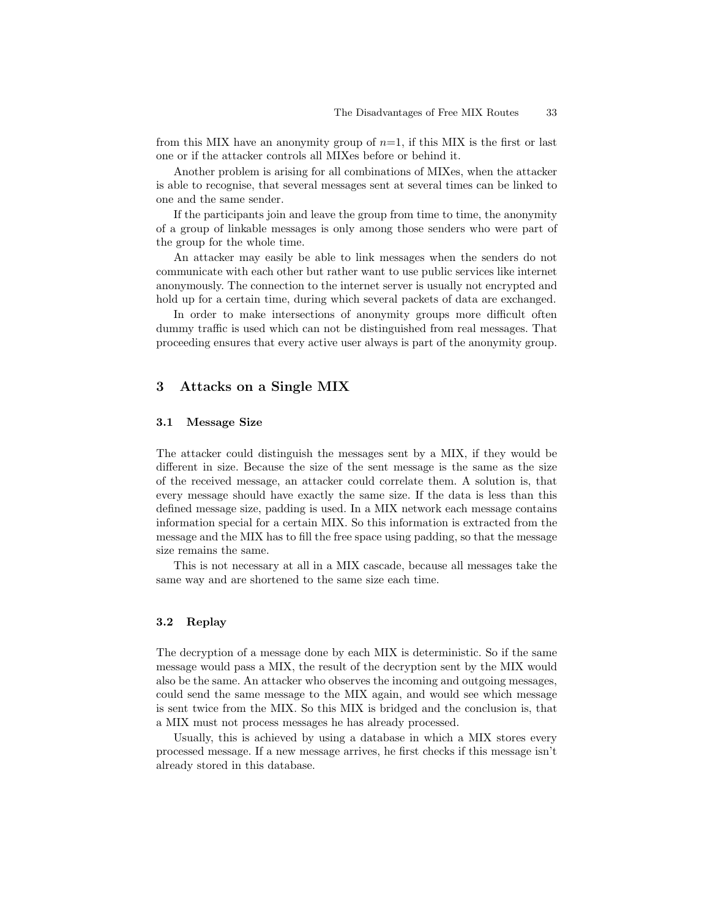from this MIX have an anonymity group of $n$=1, if this MIX is the first or last one or if the attacker controls all MIXes before or behind it.

Another problem is arising for all combinations of MIXes, when the attacker is able to recognise, that several messages sent at several times can be linked to one and the same sender.

If the participants join and leave the group from time to time, the anonymity of a group of linkable messages is only among those senders who were part of the group for the whole time.

An attacker may easily be able to link messages when the senders do not communicate with each other but rather want to use public services like internet anonymously. The connection to the internet server is usually not encrypted and hold up for a certain time, during which several packets of data are exchanged.

In order to make intersections of anonymity groups more difficult often dummy traffic is used which can not be distinguished from real messages. That proceeding ensures that every active user always is part of the anonymity group.

## 3 Attacks on a Single MIX

### 3.1 Message Size

The attacker could distinguish the messages sent by a MIX, if they would be different in size. Because the size of the sent message is the same as the size of the received message, an attacker could correlate them. A solution is, that every message should have exactly the same size. If the data is less than this defined message size, padding is used. In a MIX network each message contains information special for a certain MIX. So this information is extracted from the message and the MIX has to fill the free space using padding, so that the message size remains the same.

This is not necessary at all in a MIX cascade, because all messages take the same way and are shortened to the same size each time.

### 3.2 Replay

The decryption of a message done by each MIX is deterministic. So if the same message would pass a MIX, the result of the decryption sent by the MIX would also be the same. An attacker who observes the incoming and outgoing messages, could send the same message to the MIX again, and would see which message is sent twice from the MIX. So this MIX is bridged and the conclusion is, that a MIX must not process messages he has already processed.

Usually, this is achieved by using a database in which a MIX stores every processed message. If a new message arrives, he first checks if this message isn't already stored in this database.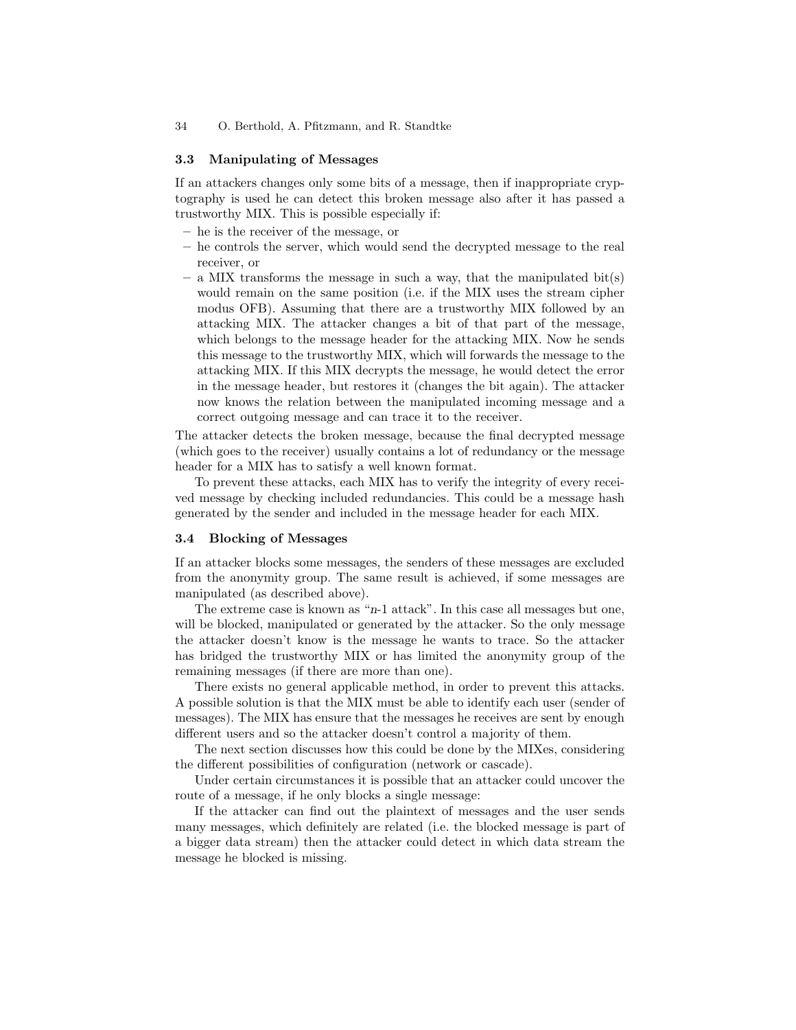### 3.3 Manipulating of Messages

If an attackers changes only some bits of a message, then if inappropriate cryptography is used he can detect this broken message also after it has passed a trustworthy MIX. This is possible especially if:

- he is the receiver of the message, or
- he controls the server, which would send the decrypted message to the real receiver, or
- a MIX transforms the message in such a way, that the manipulated bit(s) would remain on the same position (i.e. if the MIX uses the stream cipher modus OFB). Assuming that there are a trustworthy MIX followed by an attacking MIX. The attacker changes a bit of that part of the message, which belongs to the message header for the attacking MIX. Now he sends this message to the trustworthy MIX, which will forwards the message to the attacking MIX. If this MIX decrypts the message, he would detect the error in the message header, but restores it (changes the bit again). The attacker now knows the relation between the manipulated incoming message and a correct outgoing message and can trace it to the receiver.

The attacker detects the broken message, because the final decrypted message (which goes to the receiver) usually contains a lot of redundancy or the message header for a MIX has to satisfy a well known format.

To prevent these attacks, each MIX has to verify the integrity of every received message by checking included redundancies. This could be a message hash generated by the sender and included in the message header for each MIX.

### 3.4 Blocking of Messages

If an attacker blocks some messages, the senders of these messages are excluded from the anonymity group. The same result is achieved, if some messages are manipulated (as described above).

The extreme case is known as "*n*-1 attack". In this case all messages but one, will be blocked, manipulated or generated by the attacker. So the only message the attacker doesn't know is the message he wants to trace. So the attacker has bridged the trustworthy MIX or has limited the anonymity group of the remaining messages (if there are more than one).

There exists no general applicable method, in order to prevent this attacks. A possible solution is that the MIX must be able to identify each user (sender of messages). The MIX has ensure that the messages he receives are sent by enough different users and so the attacker doesn't control a majority of them.

The next section discusses how this could be done by the MIXes, considering the different possibilities of configuration (network or cascade).

Under certain circumstances it is possible that an attacker could uncover the route of a message, if he only blocks a single message:

If the attacker can find out the plaintext of messages and the user sends many messages, which definitely are related (i.e. the blocked message is part of a bigger data stream) then the attacker could detect in which data stream the message he blocked is missing.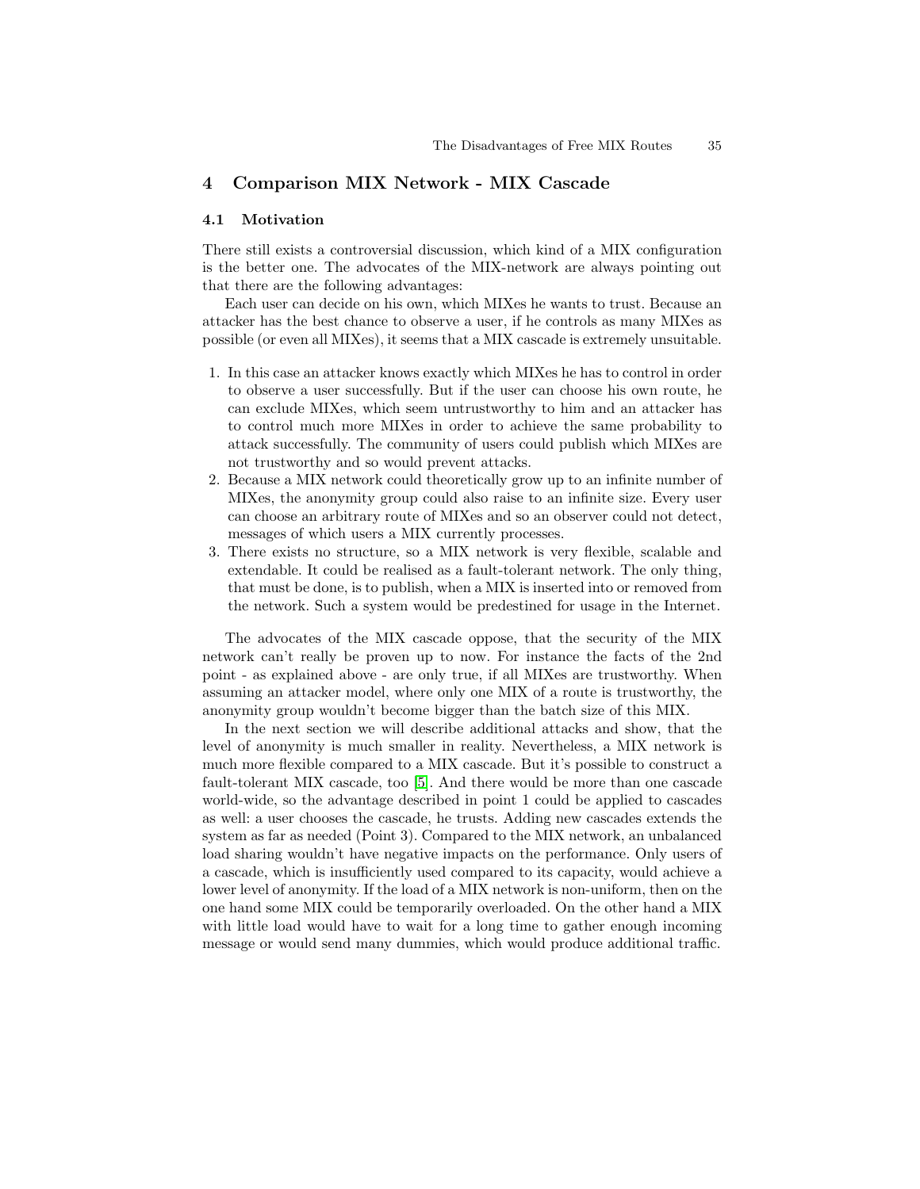## 4 Comparison MIX Network - MIX Cascade

### 4.1 Motivation

There still exists a controversial discussion, which kind of a MIX configuration is the better one. The advocates of the MIX-network are always pointing out that there are the following advantages:

Each user can decide on his own, which MIXes he wants to trust. Because an attacker has the best chance to observe a user, if he controls as many MIXes as possible (or even all MIXes), it seems that a MIX cascade is extremely unsuitable.

1. In this case an attacker knows exactly which MIXes he has to control in order to observe a user successfully. But if the user can choose his own route, he can exclude MIXes, which seem untrustworthy to him and an attacker has to control much more MIXes in order to achieve the same probability to attack successfully. The community of users could publish which MIXes are not trustworthy and so would prevent attacks.
2. Because a MIX network could theoretically grow up to an infinite number of MIXes, the anonymity group could also raise to an infinite size. Every user can choose an arbitrary route of MIXes and so an observer could not detect, messages of which users a MIX currently processes.
3. There exists no structure, so a MIX network is very flexible, scalable and extendable. It could be realised as a fault-tolerant network. The only thing, that must be done, is to publish, when a MIX is inserted into or removed from the network. Such a system would be predestined for usage in the Internet.

The advocates of the MIX cascade oppose, that the security of the MIX network can't really be proven up to now. For instance the facts of the 2nd point - as explained above - are only true, if all MIXes are trustworthy. When assuming an attacker model, where only one MIX of a route is trustworthy, the anonymity group wouldn't become bigger than the batch size of this MIX.

In the next section we will describe additional attacks and show, that the level of anonymity is much smaller in reality. Nevertheless, a MIX network is much more flexible compared to a MIX cascade. But it's possible to construct a fault-tolerant MIX cascade, too [5]. And there would be more than one cascade world-wide, so the advantage described in point 1 could be applied to cascades as well: a user chooses the cascade, he trusts. Adding new cascades extends the system as far as needed (Point 3). Compared to the MIX network, an unbalanced load sharing wouldn't have negative impacts on the performance. Only users of a cascade, which is insufficiently used compared to its capacity, would achieve a lower level of anonymity. If the load of a MIX network is non-uniform, then on the one hand some MIX could be temporarily overloaded. On the other hand a MIX with little load would have to wait for a long time to gather enough incoming message or would send many dummies, which would produce additional traffic.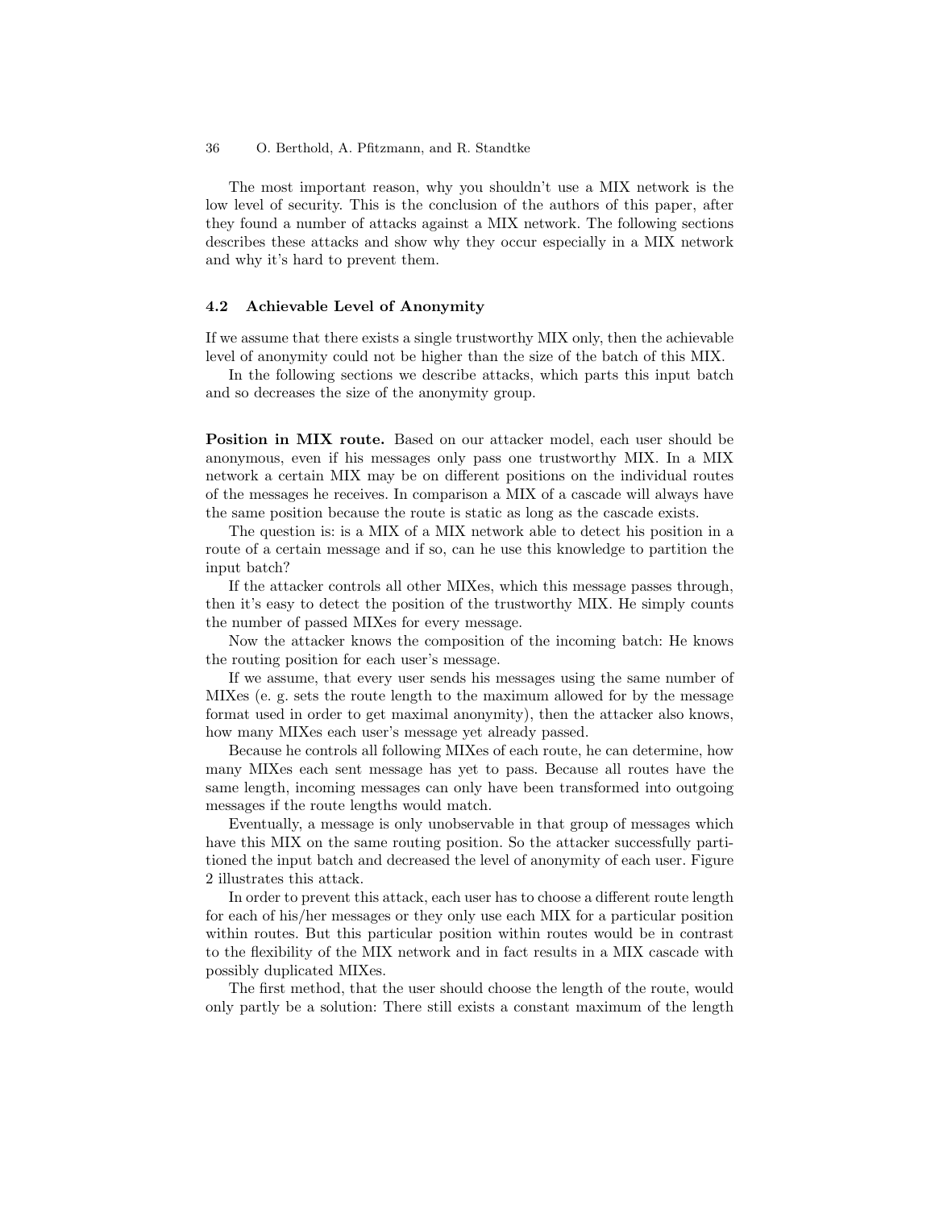The most important reason, why you shouldn't use a MIX network is the low level of security. This is the conclusion of the authors of this paper, after they found a number of attacks against a MIX network. The following sections describes these attacks and show why they occur especially in a MIX network and why it's hard to prevent them.

### 4.2 Achievable Level of Anonymity

If we assume that there exists a single trustworthy MIX only, then the achievable level of anonymity could not be higher than the size of the batch of this MIX.

In the following sections we describe attacks, which parts this input batch and so decreases the size of the anonymity group.

**Position in MIX route.** Based on our attacker model, each user should be anonymous, even if his messages only pass one trustworthy MIX. In a MIX network a certain MIX may be on different positions on the individual routes of the messages he receives. In comparison a MIX of a cascade will always have the same position because the route is static as long as the cascade exists.

The question is: is a MIX of a MIX network able to detect his position in a route of a certain message and if so, can he use this knowledge to partition the input batch?

If the attacker controls all other MIXes, which this message passes through, then it's easy to detect the position of the trustworthy MIX. He simply counts the number of passed MIXes for every message.

Now the attacker knows the composition of the incoming batch: He knows the routing position for each user's message.

If we assume, that every user sends his messages using the same number of MIXes (e. g. sets the route length to the maximum allowed for by the message format used in order to get maximal anonymity), then the attacker also knows, how many MIXes each user's message yet already passed.

Because he controls all following MIXes of each route, he can determine, how many MIXes each sent message has yet to pass. Because all routes have the same length, incoming messages can only have been transformed into outgoing messages if the route lengths would match.

Eventually, a message is only unobservable in that group of messages which have this MIX on the same routing position. So the attacker successfully partitioned the input batch and decreased the level of anonymity of each user. Figure 2 illustrates this attack.

In order to prevent this attack, each user has to choose a different route length for each of his/her messages or they only use each MIX for a particular position within routes. But this particular position within routes would be in contrast to the flexibility of the MIX network and in fact results in a MIX cascade with possibly duplicated MIXes.

The first method, that the user should choose the length of the route, would only partly be a solution: There still exists a constant maximum of the length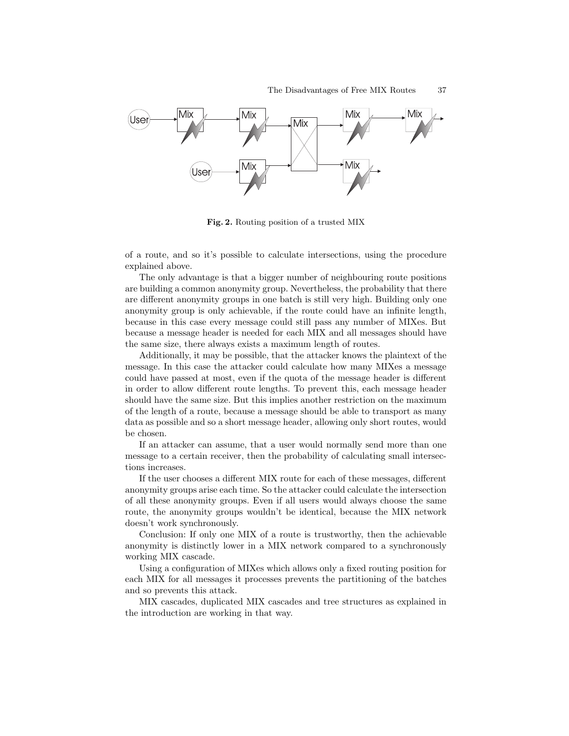Fig. 2. Routing position of a trusted MIX

of a route, and so it's possible to calculate intersections, using the procedure explained above.

The only advantage is that a bigger number of neighbouring route positions are building a common anonymity group. Nevertheless, the probability that there are different anonymity groups in one batch is still very high. Building only one anonymity group is only achievable, if the route could have an infinite length, because in this case every message could still pass any number of MIXes. But because a message header is needed for each MIX and all messages should have the same size, there always exists a maximum length of routes.

Additionally, it may be possible, that the attacker knows the plaintext of the message. In this case the attacker could calculate how many MIXes a message could have passed at most, even if the quota of the message header is different in order to allow different route lengths. To prevent this, each message header should have the same size. But this implies another restriction on the maximum of the length of a route, because a message should be able to transport as many data as possible and so a short message header, allowing only short routes, would be chosen.

If an attacker can assume, that a user would normally send more than one message to a certain receiver, then the probability of calculating small intersections increases.

If the user chooses a different MIX route for each of these messages, different anonymity groups arise each time. So the attacker could calculate the intersection of all these anonymity groups. Even if all users would always choose the same route, the anonymity groups wouldn't be identical, because the MIX network doesn't work synchronously.

Conclusion: If only one MIX of a route is trustworthy, then the achievable anonymity is distinctly lower in a MIX network compared to a synchronously working MIX cascade.

Using a configuration of MIXes which allows only a fixed routing position for each MIX for all messages it processes prevents the partitioning of the batches and so prevents this attack.

MIX cascades, duplicated MIX cascades and tree structures as explained in the introduction are working in that way.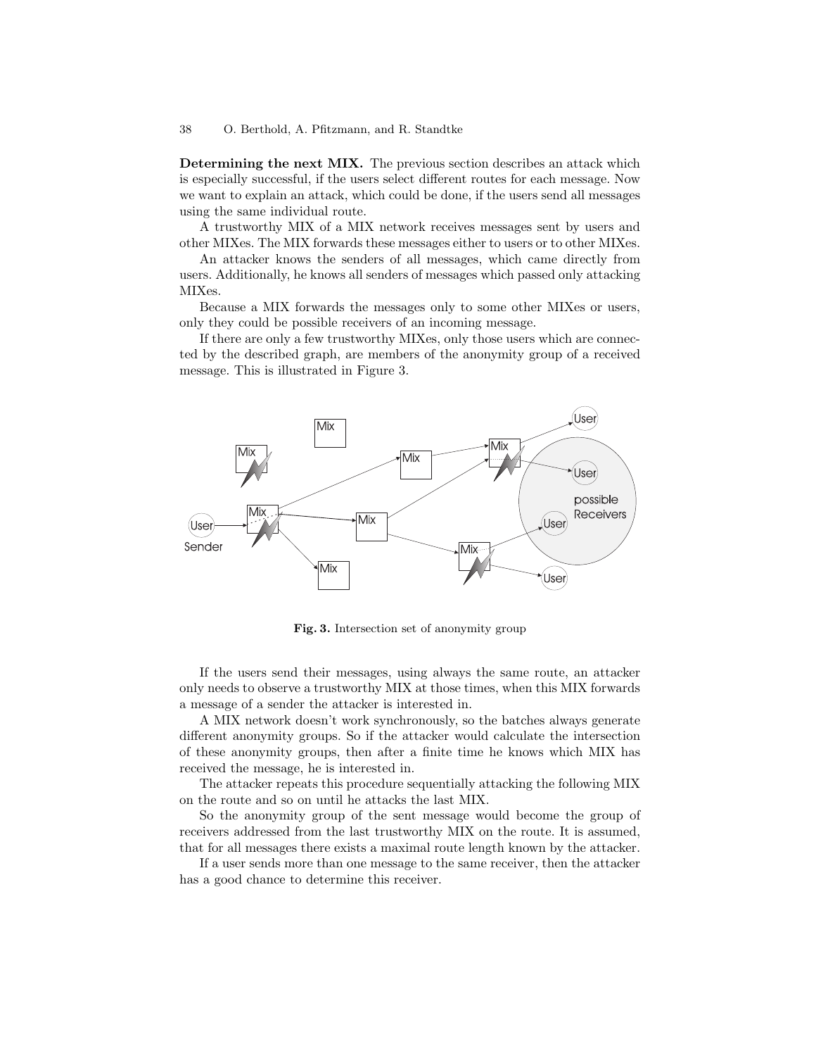**Determining the next MIX.** The previous section describes an attack which is especially successful, if the users select different routes for each message. Now we want to explain an attack, which could be done, if the users send all messages using the same individual route.

A trustworthy MIX of a MIX network receives messages sent by users and other MIXes. The MIX forwards these messages either to users or to other MIXes.

An attacker knows the senders of all messages, which came directly from users. Additionally, he knows all senders of messages which passed only attacking MIXes.

Because a MIX forwards the messages only to some other MIXes or users, only they could be possible receivers of an incoming message.

If there are only a few trustworthy MIXes, only those users which are connected by the described graph, are members of the anonymity group of a received message. This is illustrated in Figure 3.

**Fig. 3.** Intersection set of anonymity group

If the users send their messages, using always the same route, an attacker only needs to observe a trustworthy MIX at those times, when this MIX forwards a message of a sender the attacker is interested in.

A MIX network doesn't work synchronously, so the batches always generate different anonymity groups. So if the attacker would calculate the intersection of these anonymity groups, then after a finite time he knows which MIX has received the message, he is interested in.

The attacker repeats this procedure sequentially attacking the following MIX on the route and so on until he attacks the last MIX.

So the anonymity group of the sent message would become the group of receivers addressed from the last trustworthy MIX on the route. It is assumed, that for all messages there exists a maximal route length known by the attacker.

If a user sends more than one message to the same receiver, then the attacker has a good chance to determine this receiver.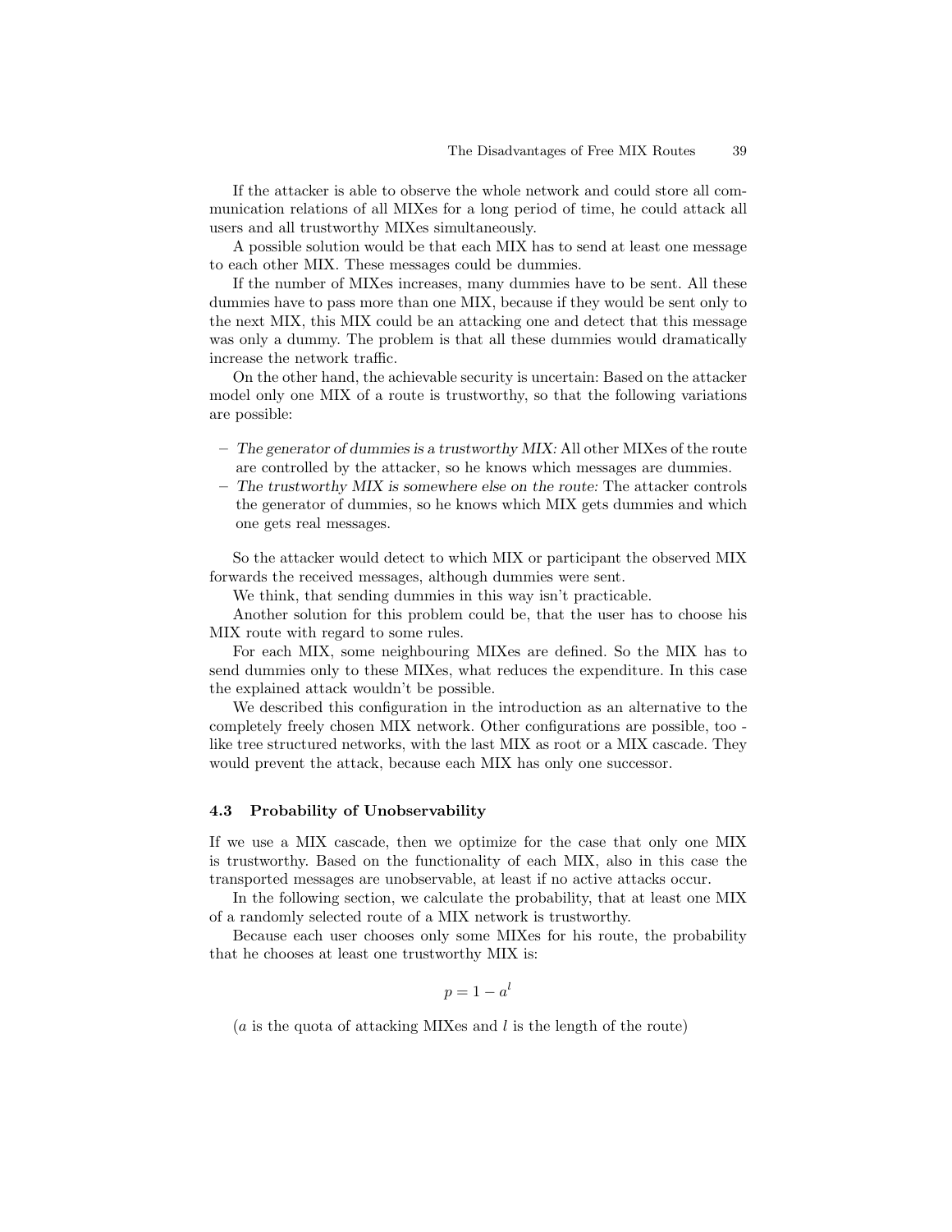If the attacker is able to observe the whole network and could store all communication relations of all MIXes for a long period of time, he could attack all users and all trustworthy MIXes simultaneously.

A possible solution would be that each MIX has to send at least one message to each other MIX. These messages could be dummies.

If the number of MIXes increases, many dummies have to be sent. All these dummies have to pass more than one MIX, because if they would be sent only to the next MIX, this MIX could be an attacking one and detect that this message was only a dummy. The problem is that all these dummies would dramatically increase the network traffic.

On the other hand, the achievable security is uncertain: Based on the attacker model only one MIX of a route is trustworthy, so that the following variations are possible:

- *The generator of dummies is a trustworthy MIX:* All other MIXes of the route are controlled by the attacker, so he knows which messages are dummies.
- *The trustworthy MIX is somewhere else on the route:* The attacker controls the generator of dummies, so he knows which MIX gets dummies and which one gets real messages.

So the attacker would detect to which MIX or participant the observed MIX forwards the received messages, although dummies were sent.

We think, that sending dummies in this way isn't practicable.

Another solution for this problem could be, that the user has to choose his MIX route with regard to some rules.

For each MIX, some neighbouring MIXes are defined. So the MIX has to send dummies only to these MIXes, what reduces the expenditure. In this case the explained attack wouldn't be possible.

We described this configuration in the introduction as an alternative to the completely freely chosen MIX network. Other configurations are possible, too - like tree structured networks, with the last MIX as root or a MIX cascade. They would prevent the attack, because each MIX has only one successor.

### 4.3 Probability of Unobservability

If we use a MIX cascade, then we optimize for the case that only one MIX is trustworthy. Based on the functionality of each MIX, also in this case the transported messages are unobservable, at least if no active attacks occur.

In the following section, we calculate the probability, that at least one MIX of a randomly selected route of a MIX network is trustworthy.

Because each user chooses only some MIXes for his route, the probability that he chooses at least one trustworthy MIX is:

$$p = 1 - a^l$$

($a$ is the quota of attacking MIXes and $l$ is the length of the route)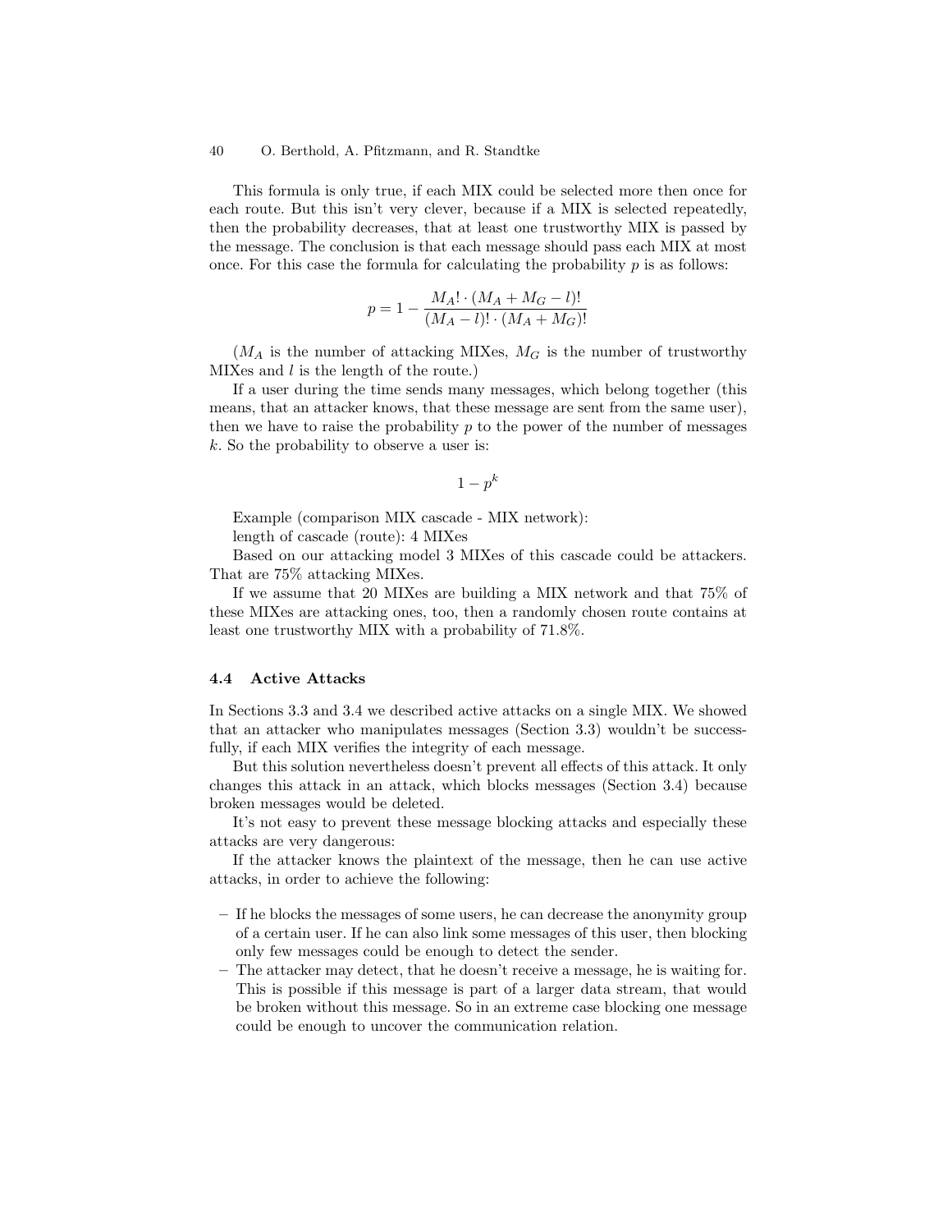This formula is only true, if each MIX could be selected more then once for each route. But this isn't very clever, because if a MIX is selected repeatedly, then the probability decreases, that at least one trustworthy MIX is passed by the message. The conclusion is that each message should pass each MIX at most once. For this case the formula for calculating the probability $p$ is as follows:

$$p = 1 - \frac{M_A! \cdot (M_A + M_G - l)!}{(M_A - l)! \cdot (M_A + M_G)!}$$

($M_A$ is the number of attacking MIXes, $M_G$ is the number of trustworthy MIXes and $l$ is the length of the route.)

If a user during the time sends many messages, which belong together (this means, that an attacker knows, that these message are sent from the same user), then we have to raise the probability $p$ to the power of the number of messages $k$. So the probability to observe a user is:

$$1 - p^k$$

Example (comparison MIX cascade - MIX network):

length of cascade (route): 4 MIXes

Based on our attacking model 3 MIXes of this cascade could be attackers. That are 75% attacking MIXes.

If we assume that 20 MIXes are building a MIX network and that 75% of these MIXes are attacking ones, too, then a randomly chosen route contains at least one trustworthy MIX with a probability of 71.8%.

### 4.4 Active Attacks

In Sections 3.3 and 3.4 we described active attacks on a single MIX. We showed that an attacker who manipulates messages (Section 3.3) wouldn't be successfully, if each MIX verifies the integrity of each message.

But this solution nevertheless doesn't prevent all effects of this attack. It only changes this attack in an attack, which blocks messages (Section 3.4) because broken messages would be deleted.

It's not easy to prevent these message blocking attacks and especially these attacks are very dangerous:

If the attacker knows the plaintext of the message, then he can use active attacks, in order to achieve the following:

- If he blocks the messages of some users, he can decrease the anonymity group of a certain user. If he can also link some messages of this user, then blocking only few messages could be enough to detect the sender.
- The attacker may detect, that he doesn't receive a message, he is waiting for. This is possible if this message is part of a larger data stream, that would be broken without this message. So in an extreme case blocking one message could be enough to uncover the communication relation.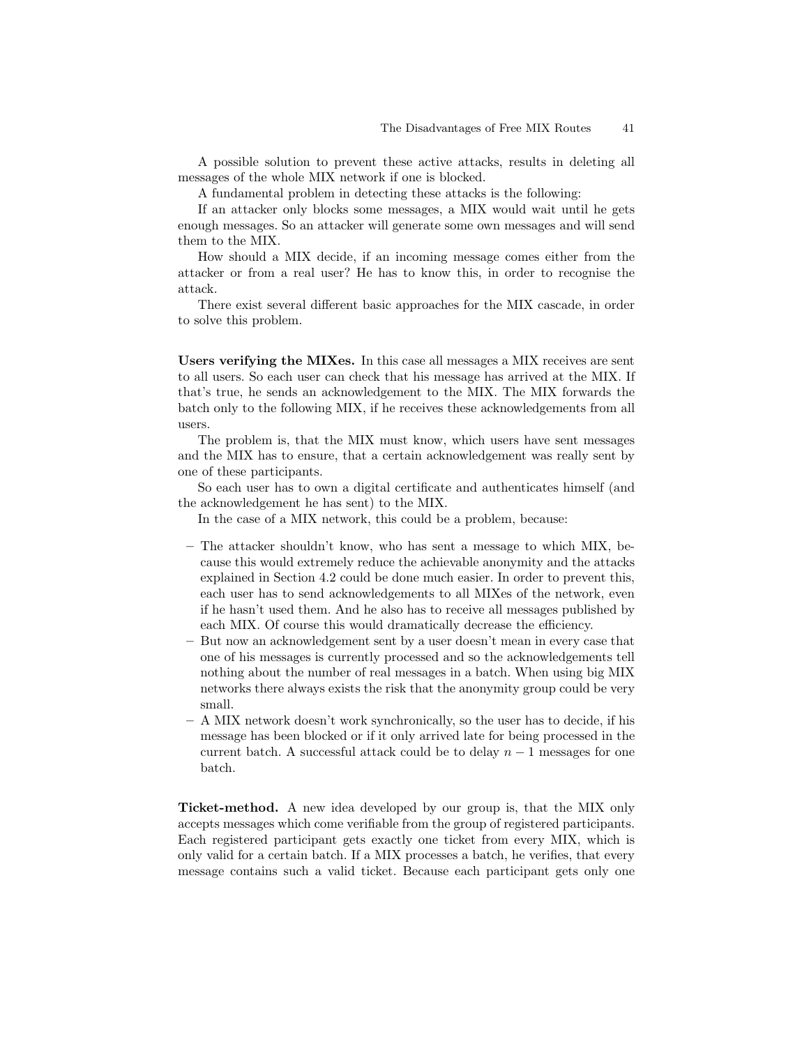A possible solution to prevent these active attacks, results in deleting all messages of the whole MIX network if one is blocked.

A fundamental problem in detecting these attacks is the following:

If an attacker only blocks some messages, a MIX would wait until he gets enough messages. So an attacker will generate some own messages and will send them to the MIX.

How should a MIX decide, if an incoming message comes either from the attacker or from a real user? He has to know this, in order to recognise the attack.

There exist several different basic approaches for the MIX cascade, in order to solve this problem.

**Users verifying the MIXes.** In this case all messages a MIX receives are sent to all users. So each user can check that his message has arrived at the MIX. If that's true, he sends an acknowledgement to the MIX. The MIX forwards the batch only to the following MIX, if he receives these acknowledgements from all users.

The problem is, that the MIX must know, which users have sent messages and the MIX has to ensure, that a certain acknowledgement was really sent by one of these participants.

So each user has to own a digital certificate and authenticates himself (and the acknowledgement he has sent) to the MIX.

In the case of a MIX network, this could be a problem, because:

- The attacker shouldn't know, who has sent a message to which MIX, because this would extremely reduce the achievable anonymity and the attacks explained in Section 4.2 could be done much easier. In order to prevent this, each user has to send acknowledgements to all MIXes of the network, even if he hasn't used them. And he also has to receive all messages published by each MIX. Of course this would dramatically decrease the efficiency.
- But now an acknowledgement sent by a user doesn't mean in every case that one of his messages is currently processed and so the acknowledgements tell nothing about the number of real messages in a batch. When using big MIX networks there always exists the risk that the anonymity group could be very small.
- A MIX network doesn't work synchronically, so the user has to decide, if his message has been blocked or if it only arrived late for being processed in the current batch. A successful attack could be to delay $n-1$ messages for one batch.

**Ticket-method.** A new idea developed by our group is, that the MIX only accepts messages which come verifiable from the group of registered participants. Each registered participant gets exactly one ticket from every MIX, which is only valid for a certain batch. If a MIX processes a batch, he verifies, that every message contains such a valid ticket. Because each participant gets only one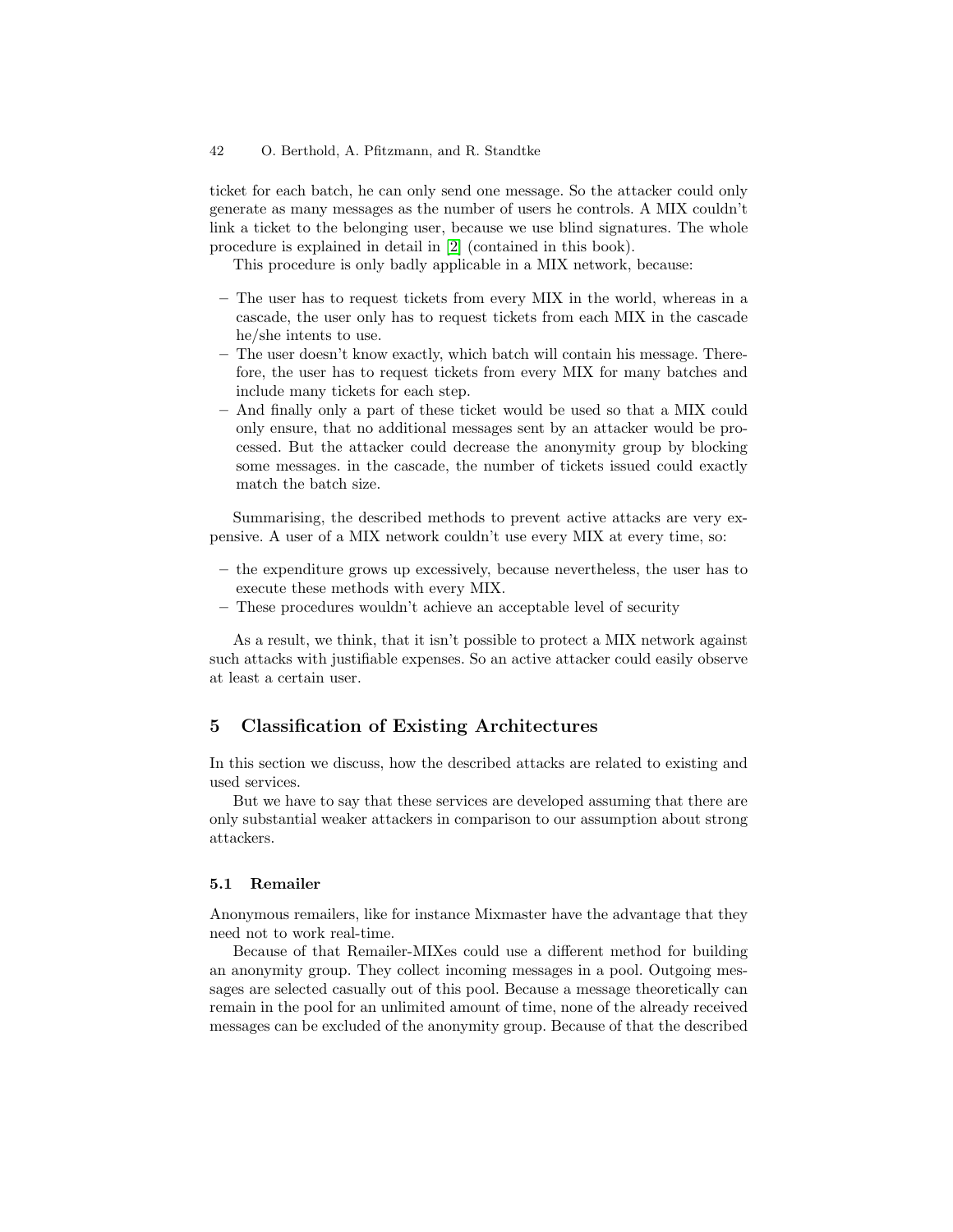ticket for each batch, he can only send one message. So the attacker could only generate as many messages as the number of users he controls. A MIX couldn't link a ticket to the belonging user, because we use blind signatures. The whole procedure is explained in detail in [2] (contained in this book).

This procedure is only badly applicable in a MIX network, because:

– The user has to request tickets from every MIX in the world, whereas in a cascade, the user only has to request tickets from each MIX in the cascade he/she intents to use.
– The user doesn't know exactly, which batch will contain his message. Therefore, the user has to request tickets from every MIX for many batches and include many tickets for each step.
– And finally only a part of these ticket would be used so that a MIX could only ensure, that no additional messages sent by an attacker would be processed. But the attacker could decrease the anonymity group by blocking some messages. in the cascade, the number of tickets issued could exactly match the batch size.

Summarising, the described methods to prevent active attacks are very expensive. A user of a MIX network couldn't use every MIX at every time, so:

– the expenditure grows up excessively, because nevertheless, the user has to execute these methods with every MIX.
– These procedures wouldn't achieve an acceptable level of security

As a result, we think, that it isn't possible to protect a MIX network against such attacks with justifiable expenses. So an active attacker could easily observe at least a certain user.

## 5 Classification of Existing Architectures

In this section we discuss, how the described attacks are related to existing and used services.

But we have to say that these services are developed assuming that there are only substantial weaker attackers in comparison to our assumption about strong attackers.

### 5.1 Remailer

Anonymous remailers, like for instance Mixmaster have the advantage that they need not to work real-time.

Because of that Remailer-MIXes could use a different method for building an anonymity group. They collect incoming messages in a pool. Outgoing messages are selected casually out of this pool. Because a message theoretically can remain in the pool for an unlimited amount of time, none of the already received messages can be excluded of the anonymity group. Because of that the described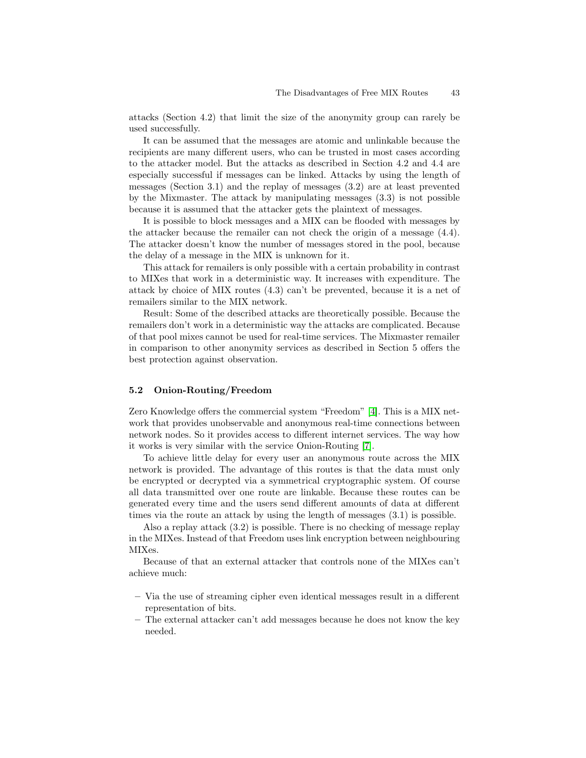attacks (Section 4.2) that limit the size of the anonymity group can rarely be used successfully.

It can be assumed that the messages are atomic and unlinkable because the recipients are many different users, who can be trusted in most cases according to the attacker model. But the attacks as described in Section 4.2 and 4.4 are especially successful if messages can be linked. Attacks by using the length of messages (Section 3.1) and the replay of messages (3.2) are at least prevented by the Mixmaster. The attack by manipulating messages (3.3) is not possible because it is assumed that the attacker gets the plaintext of messages.

It is possible to block messages and a MIX can be flooded with messages by the attacker because the remailer can not check the origin of a message (4.4). The attacker doesn't know the number of messages stored in the pool, because the delay of a message in the MIX is unknown for it.

This attack for remailers is only possible with a certain probability in contrast to MIXes that work in a deterministic way. It increases with expenditure. The attack by choice of MIX routes (4.3) can't be prevented, because it is a net of remailers similar to the MIX network.

Result: Some of the described attacks are theoretically possible. Because the remailers don't work in a deterministic way the attacks are complicated. Because of that pool mixes cannot be used for real-time services. The Mixmaster remailer in comparison to other anonymity services as described in Section 5 offers the best protection against observation.

### 5.2 Onion-Routing/Freedom

Zero Knowledge offers the commercial system "Freedom" [4]. This is a MIX network that provides unobservable and anonymous real-time connections between network nodes. So it provides access to different internet services. The way how it works is very similar with the service Onion-Routing [7].

To achieve little delay for every user an anonymous route across the MIX network is provided. The advantage of this routes is that the data must only be encrypted or decrypted via a symmetrical cryptographic system. Of course all data transmitted over one route are linkable. Because these routes can be generated every time and the users send different amounts of data at different times via the route an attack by using the length of messages (3.1) is possible.

Also a replay attack (3.2) is possible. There is no checking of message replay in the MIXes. Instead of that Freedom uses link encryption between neighbouring MIXes.

Because of that an external attacker that controls none of the MIXes can't achieve much:

- Via the use of streaming cipher even identical messages result in a different representation of bits.
- The external attacker can't add messages because he does not know the key needed.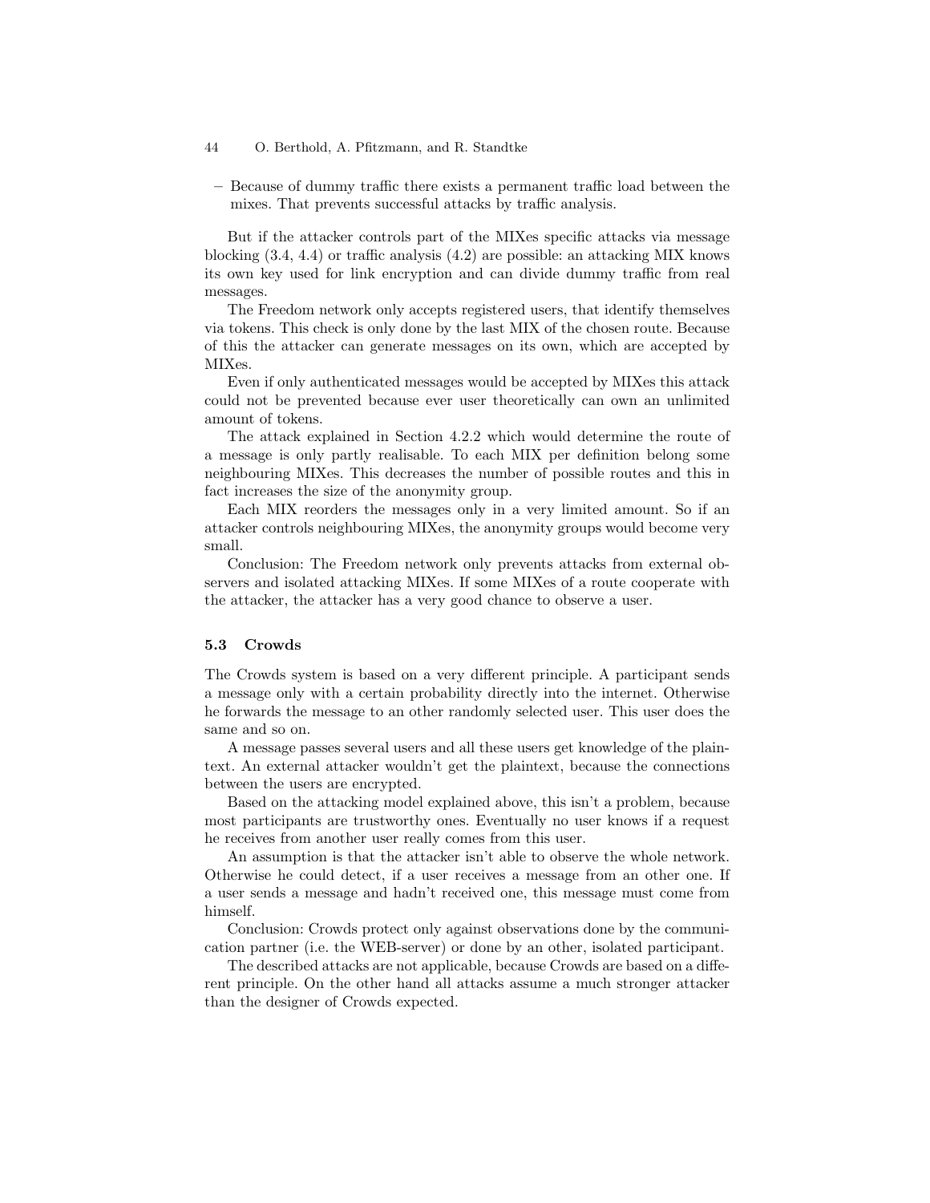– Because of dummy traffic there exists a permanent traffic load between the mixes. That prevents successful attacks by traffic analysis.

But if the attacker controls part of the MIXes specific attacks via message blocking (3.4, 4.4) or traffic analysis (4.2) are possible: an attacking MIX knows its own key used for link encryption and can divide dummy traffic from real messages.

The Freedom network only accepts registered users, that identify themselves via tokens. This check is only done by the last MIX of the chosen route. Because of this the attacker can generate messages on its own, which are accepted by MIXes.

Even if only authenticated messages would be accepted by MIXes this attack could not be prevented because ever user theoretically can own an unlimited amount of tokens.

The attack explained in Section 4.2.2 which would determine the route of a message is only partly realisable. To each MIX per definition belong some neighbouring MIXes. This decreases the number of possible routes and this in fact increases the size of the anonymity group.

Each MIX reorders the messages only in a very limited amount. So if an attacker controls neighbouring MIXes, the anonymity groups would become very small.

Conclusion: The Freedom network only prevents attacks from external observers and isolated attacking MIXes. If some MIXes of a route cooperate with the attacker, the attacker has a very good chance to observe a user.

### 5.3 Crowds

The Crowds system is based on a very different principle. A participant sends a message only with a certain probability directly into the internet. Otherwise he forwards the message to an other randomly selected user. This user does the same and so on.

A message passes several users and all these users get knowledge of the plaintext. An external attacker wouldn't get the plaintext, because the connections between the users are encrypted.

Based on the attacking model explained above, this isn't a problem, because most participants are trustworthy ones. Eventually no user knows if a request he receives from another user really comes from this user.

An assumption is that the attacker isn't able to observe the whole network. Otherwise he could detect, if a user receives a message from an other one. If a user sends a message and hadn't received one, this message must come from himself.

Conclusion: Crowds protect only against observations done by the communication partner (i.e. the WEB-server) or done by an other, isolated participant.

The described attacks are not applicable, because Crowds are based on a different principle. On the other hand all attacks assume a much stronger attacker than the designer of Crowds expected.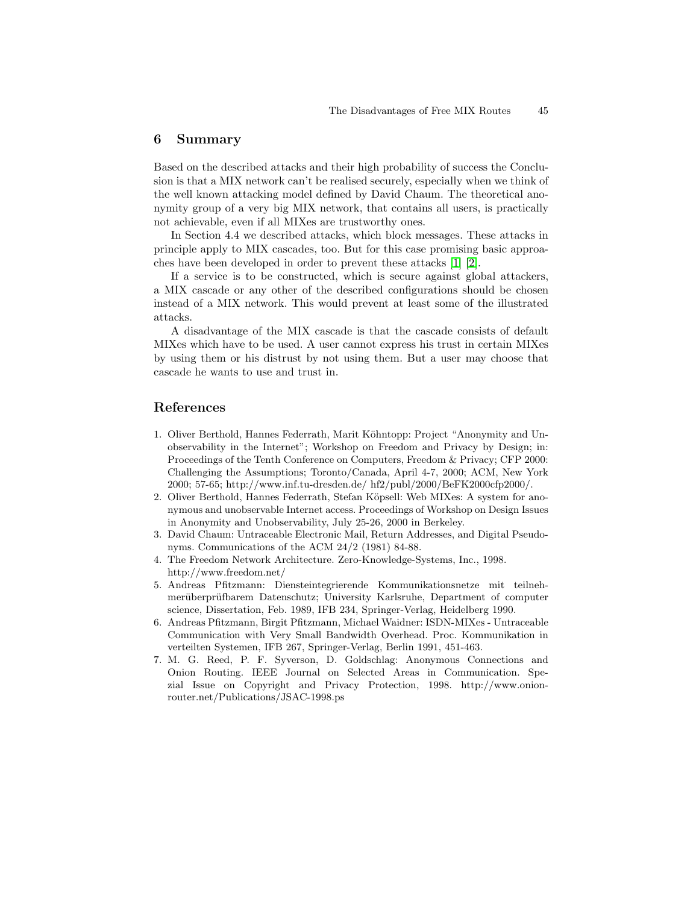## 6 Summary

Based on the described attacks and their high probability of success the Conclusion is that a MIX network can't be realised securely, especially when we think of the well known attacking model defined by David Chaum. The theoretical anonymity group of a very big MIX network, that contains all users, is practically not achievable, even if all MIXes are trustworthy ones.

In Section 4.4 we described attacks, which block messages. These attacks in principle apply to MIX cascades, too. But for this case promising basic approaches have been developed in order to prevent these attacks [1] [2].

If a service is to be constructed, which is secure against global attackers, a MIX cascade or any other of the described configurations should be chosen instead of a MIX network. This would prevent at least some of the illustrated attacks.

A disadvantage of the MIX cascade is that the cascade consists of default MIXes which have to be used. A user cannot express his trust in certain MIXes by using them or his distrust by not using them. But a user may choose that cascade he wants to use and trust in.

## References

1. Oliver Berthold, Hannes Federrath, Marit Köhntopp: Project "Anonymity and Unobservability in the Internet"; Workshop on Freedom and Privacy by Design; in: Proceedings of the Tenth Conference on Computers, Freedom & Privacy; CFP 2000: Challenging the Assumptions; Toronto/Canada, April 4-7, 2000; ACM, New York 2000; 57-65; http://www.inf.tu-dresden.de/ hf2/publ/2000/BeFK2000cfp2000/.
2. Oliver Berthold, Hannes Federrath, Stefan Köpsell: Web MIXes: A system for anonymous and unobservable Internet access. Proceedings of Workshop on Design Issues in Anonymity and Unobservability, July 25-26, 2000 in Berkeley.
3. David Chaum: Untraceable Electronic Mail, Return Addresses, and Digital Pseudonyms. Communications of the ACM 24/2 (1981) 84-88.
4. The Freedom Network Architecture. Zero-Knowledge-Systems, Inc., 1998. http://www.freedom.net/
5. Andreas Pfitzmann: Diensteintegrierende Kommunikationsnetze mit teilnehmerüberprüfbarem Datenschutz; University Karlsruhe, Department of computer science, Dissertation, Feb. 1989, IFB 234, Springer-Verlag, Heidelberg 1990.
6. Andreas Pfitzmann, Birgit Pfitzmann, Michael Waidner: ISDN-MIXes - Untraceable Communication with Very Small Bandwidth Overhead. Proc. Kommunikation in verteilten Systemen, IFB 267, Springer-Verlag, Berlin 1991, 451-463.
7. M. G. Reed, P. F. Syverson, D. Goldschlag: Anonymous Connections and Onion Routing. IEEE Journal on Selected Areas in Communication. Spezial Issue on Copyright and Privacy Protection, 1998. http://www.onion-router.net/Publications/JSAC-1998.ps